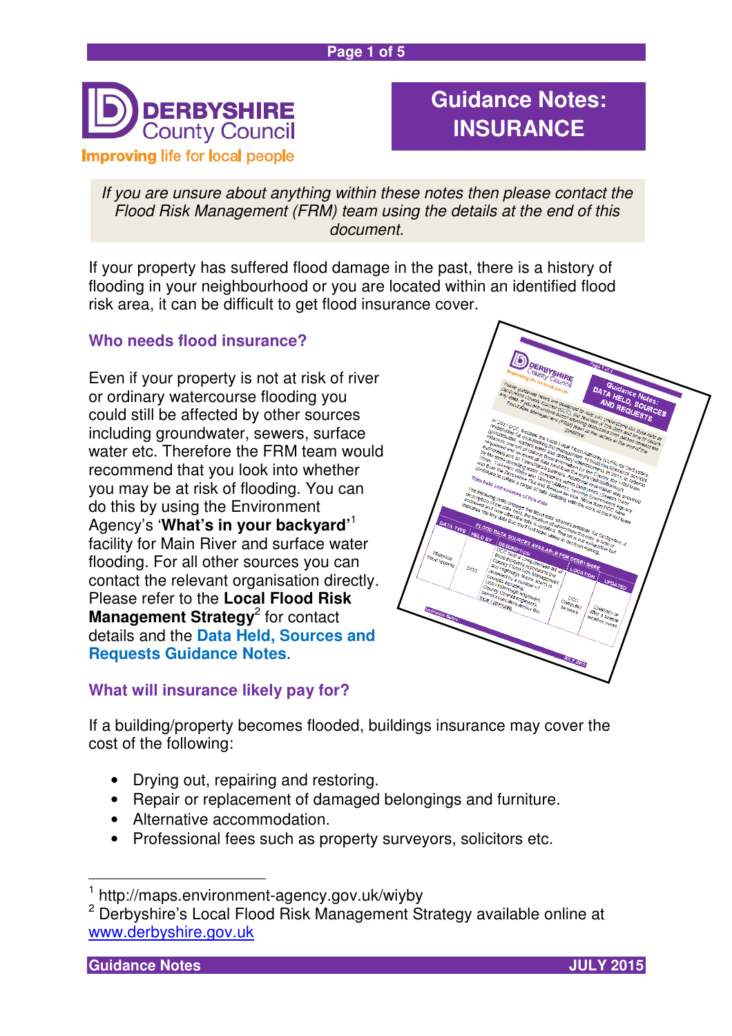**DERBYSHIRE County Council**
Improving life for local people

# Guidance Notes: INSURANCE

*If you are unsure about anything within these notes then please contact the Flood Risk Management (FRM) team using the details at the end of this document.*

If your property has suffered flood damage in the past, there is a history of flooding in your neighbourhood or you are located within an identified flood risk area, it can be difficult to get flood insurance cover.

## Who needs flood insurance?

Even if your property is not at risk of river or ordinary watercourse flooding you could still be affected by other sources including groundwater, sewers, surface water etc. Therefore the FRM team would recommend that you look into whether you may be at risk of flooding. You can do this by using the Environment Agency's '**What's in your backyard**'[1] facility for Main River and surface water flooding. For all other sources you can contact the relevant organisation directly. Please refer to the **Local Flood Risk Management Strategy**[2] for contact details and the **Data Held, Sources and Requests Guidance Notes**.

## What will insurance likely pay for?

If a building/property becomes flooded, buildings insurance may cover the cost of the following:

- Drying out, repairing and restoring.
- Repair or replacement of damaged belongings and furniture.
- Alternative accommodation.
- Professional fees such as property surveyors, solicitors etc.

---

[1] http://maps.environment-agency.gov.uk/wiyby

[2] Derbyshire's Local Flood Risk Management Strategy available online at www.derbyshire.gov.uk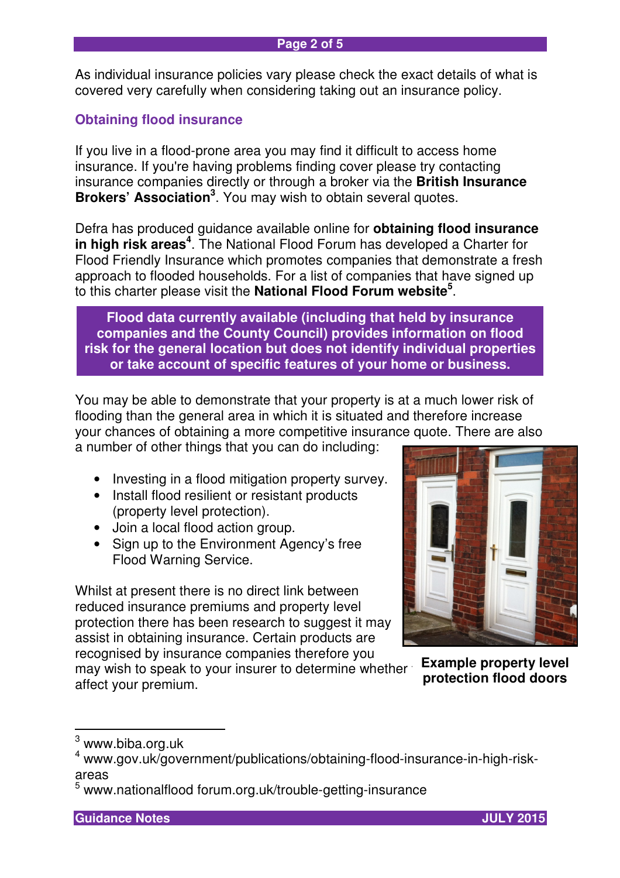As individual insurance policies vary please check the exact details of what is covered very carefully when considering taking out an insurance policy.

## Obtaining flood insurance

If you live in a flood-prone area you may find it difficult to access home insurance. If you're having problems finding cover please try contacting insurance companies directly or through a broker via the **British Insurance Brokers' Association**[3]. You may wish to obtain several quotes.

Defra has produced guidance available online for **obtaining flood insurance in high risk areas**[4]. The National Flood Forum has developed a Charter for Flood Friendly Insurance which promotes companies that demonstrate a fresh approach to flooded households. For a list of companies that have signed up to this charter please visit the **National Flood Forum website**[5].

**Flood data currently available (including that held by insurance companies and the County Council) provides information on flood risk for the general location but does not identify individual properties or take account of specific features of your home or business.**

You may be able to demonstrate that your property is at a much lower risk of flooding than the general area in which it is situated and therefore increase your chances of obtaining a more competitive insurance quote. There are also a number of other things that you can do including:

- Investing in a flood mitigation property survey.
- Install flood resilient or resistant products (property level protection).
- Join a local flood action group.
- Sign up to the Environment Agency's free Flood Warning Service.

Whilst at present there is no direct link between reduced insurance premiums and property level protection there has been research to suggest it may assist in obtaining insurance. Certain products are recognised by insurance companies therefore you may wish to speak to your insurer to determine whether it will affect your premium.

**Example property level protection flood doors**

---

[3] www.biba.org.uk

[4] www.gov.uk/government/publications/obtaining-flood-insurance-in-high-risk-areas

[5] www.nationalflood forum.org.uk/trouble-getting-insurance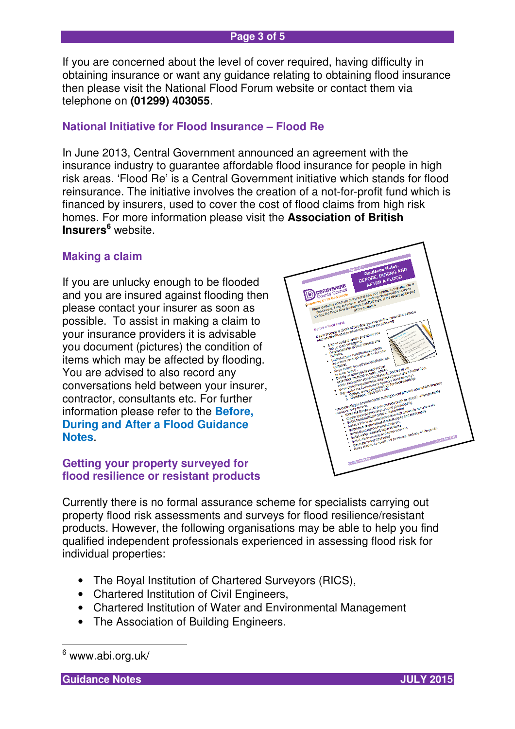If you are concerned about the level of cover required, having difficulty in obtaining insurance or want any guidance relating to obtaining flood insurance then please visit the National Flood Forum website or contact them via telephone on **(01299) 403055**.

## National Initiative for Flood Insurance – Flood Re

In June 2013, Central Government announced an agreement with the insurance industry to guarantee affordable flood insurance for people in high risk areas. 'Flood Re' is a Central Government initiative which stands for flood reinsurance. The initiative involves the creation of a not-for-profit fund which is financed by insurers, used to cover the cost of flood claims from high risk homes. For more information please visit the **Association of British Insurers**[6] website.

## Making a claim

If you are unlucky enough to be flooded and you are insured against flooding then please contact your insurer as soon as possible. To assist in making a claim to your insurance providers it is advisable you document (pictures) the condition of items which may be affected by flooding. You are advised to also record any conversations held between your insurer, contractor, consultants etc. For further information please refer to the **Before, During and After a Flood Guidance Notes**.

## Getting your property surveyed for flood resilience or resistant products

Currently there is no formal assurance scheme for specialists carrying out property flood risk assessments and surveys for flood resilience/resistant products. However, the following organisations may be able to help you find qualified independent professionals experienced in assessing flood risk for individual properties:

- The Royal Institution of Chartered Surveyors (RICS),
- Chartered Institution of Civil Engineers,
- Chartered Institution of Water and Environmental Management
- The Association of Building Engineers.

---

[6] www.abi.org.uk/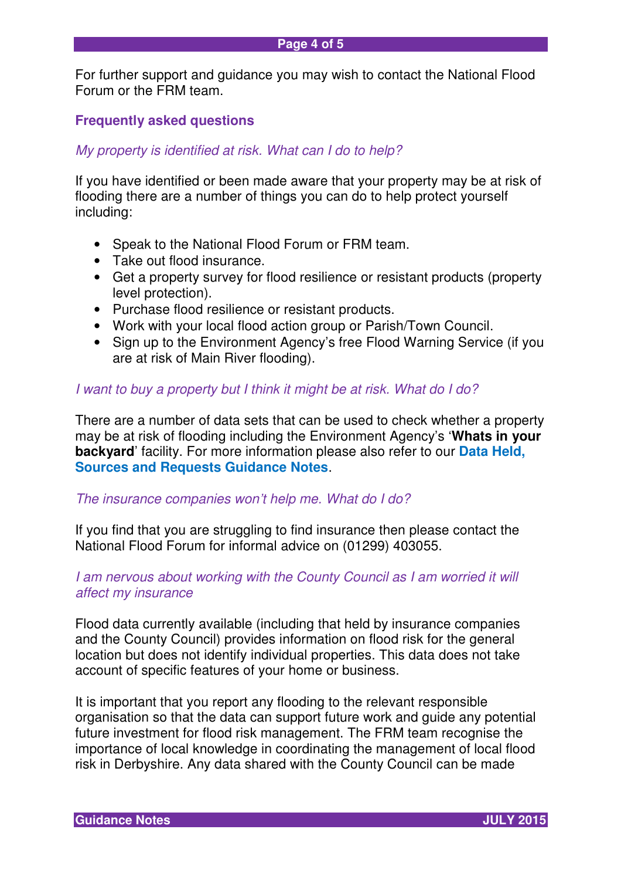For further support and guidance you may wish to contact the National Flood Forum or the FRM team.

## Frequently asked questions

*My property is identified at risk. What can I do to help?*

If you have identified or been made aware that your property may be at risk of flooding there are a number of things you can do to help protect yourself including:

- Speak to the National Flood Forum or FRM team.
- Take out flood insurance.
- Get a property survey for flood resilience or resistant products (property level protection).
- Purchase flood resilience or resistant products.
- Work with your local flood action group or Parish/Town Council.
- Sign up to the Environment Agency's free Flood Warning Service (if you are at risk of Main River flooding).

*I want to buy a property but I think it might be at risk. What do I do?*

There are a number of data sets that can be used to check whether a property may be at risk of flooding including the Environment Agency's '**Whats in your backyard**' facility. For more information please also refer to our **Data Held, Sources and Requests Guidance Notes**.

*The insurance companies won't help me. What do I do?*

If you find that you are struggling to find insurance then please contact the National Flood Forum for informal advice on (01299) 403055.

*I am nervous about working with the County Council as I am worried it will affect my insurance*

Flood data currently available (including that held by insurance companies and the County Council) provides information on flood risk for the general location but does not identify individual properties. This data does not take account of specific features of your home or business.

It is important that you report any flooding to the relevant responsible organisation so that the data can support future work and guide any potential future investment for flood risk management. The FRM team recognise the importance of local knowledge in coordinating the management of local flood risk in Derbyshire. Any data shared with the County Council can be made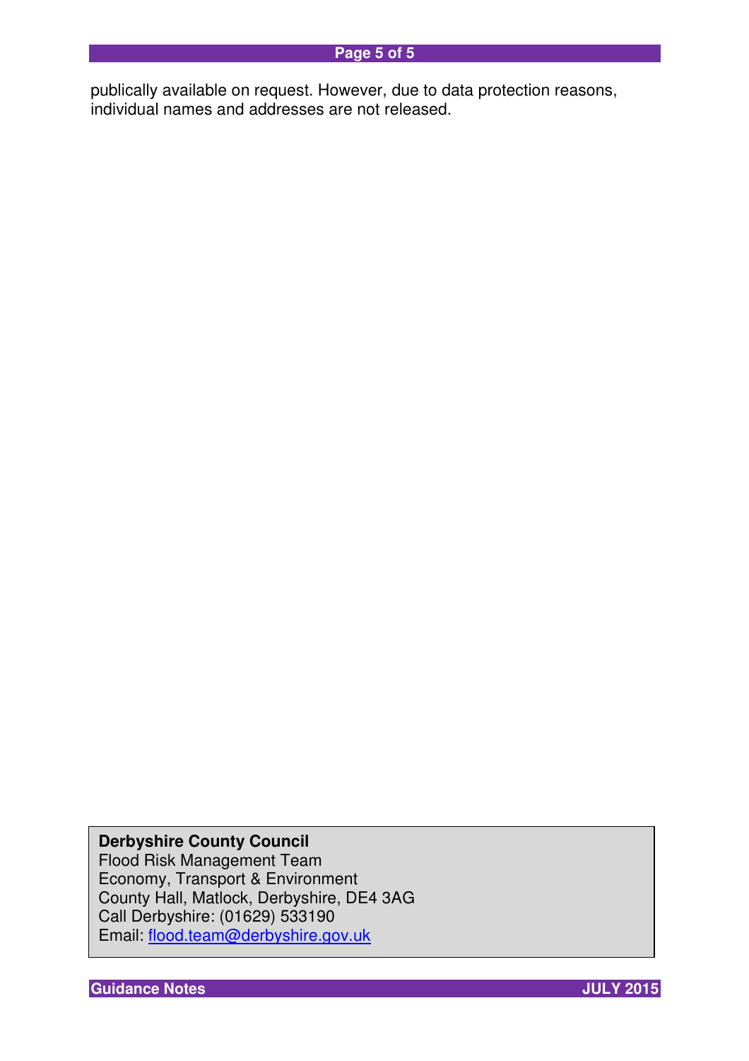publically available on request. However, due to data protection reasons, individual names and addresses are not released.

**Derbyshire County Council**
Flood Risk Management Team
Economy, Transport & Environment
County Hall, Matlock, Derbyshire, DE4 3AG
Call Derbyshire: (01629) 533190
Email: flood.team@derbyshire.gov.uk